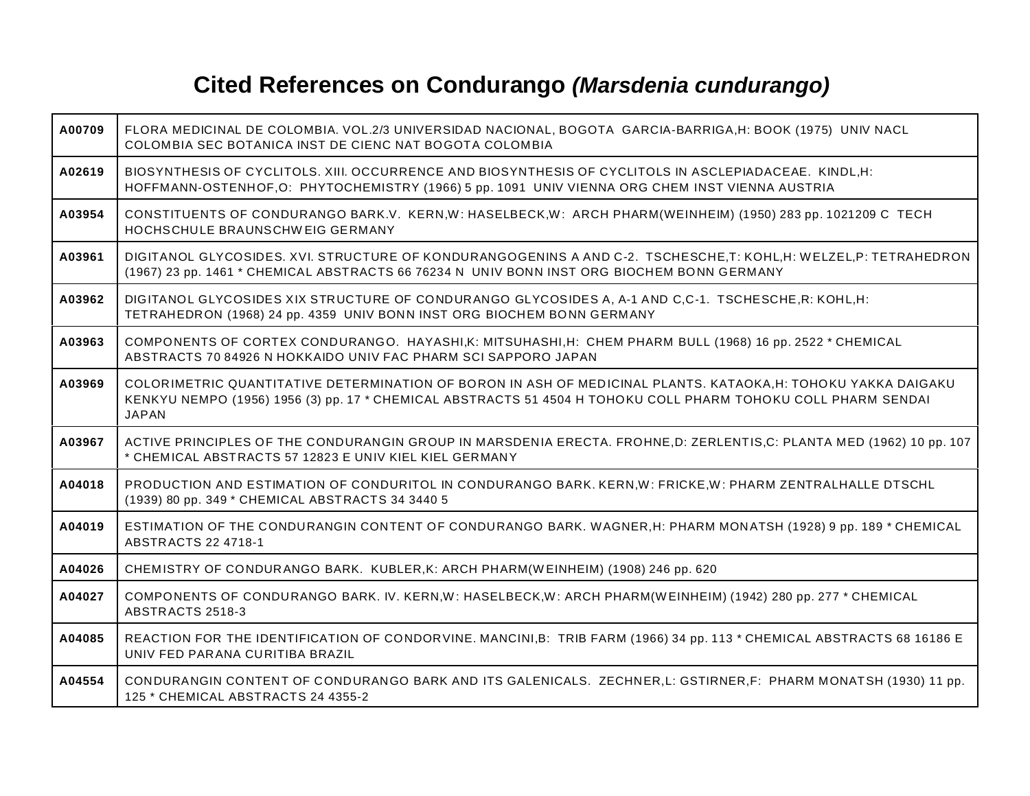# Cited References on Condurango *(Marsdenia cundurango)*

| | |
|---|---|
| **A00709** | FLORA MEDICINAL DE COLOMBIA. VOL.2/3 UNIVERSIDAD NACIONAL, BOGOTA GARCIA-BARRIGA,H: BOOK (1975) UNIV NACL COLOMBIA SEC BOTANICA INST DE CIENC NAT BOGOTA COLOMBIA |
| **A02619** | BIOSYNTHESIS OF CYCLITOLS. XIII. OCCURRENCE AND BIOSYNTHESIS OF CYCLITOLS IN ASCLEPIADACEAE. KINDL,H: HOFFMANN-OSTENHOF,O: PHYTOCHEMISTRY (1966) 5 pp. 1091 UNIV VIENNA ORG CHEM INST VIENNA AUSTRIA |
| **A03954** | CONSTITUENTS OF CONDURANGO BARK.V. KERN,W: HASELBECK,W: ARCH PHARM(WEINHEIM) (1950) 283 pp. 1021209 C TECH HOCHSCHULE BRAUNSCHWEIG GERMANY |
| **A03961** | DIGITANOL GLYCOSIDES. XVI. STRUCTURE OF KONDURANGOGENINS A AND C-2. TSCHESCHE,T: KOHL,H: WELZEL,P: TETRAHEDRON (1967) 23 pp. 1461 * CHEMICAL ABSTRACTS 66 76234 N UNIV BONN INST ORG BIOCHEM BONN GERMANY |
| **A03962** | DIGITANOL GLYCOSIDES XIX STRUCTURE OF CONDURANGO GLYCOSIDES A, A-1 AND C,C-1. TSCHESCHE,R: KOHL,H: TETRAHEDRON (1968) 24 pp. 4359 UNIV BONN INST ORG BIOCHEM BONN GERMANY |
| **A03963** | COMPONENTS OF CORTEX CONDURANGO. HAYASHI,K: MITSUHASHI,H: CHEM PHARM BULL (1968) 16 pp. 2522 * CHEMICAL ABSTRACTS 70 84926 N HOKKAIDO UNIV FAC PHARM SCI SAPPORO JAPAN |
| **A03969** | COLORIMETRIC QUANTITATIVE DETERMINATION OF BORON IN ASH OF MEDICINAL PLANTS. KATAOKA,H: TOHOKU YAKKA DAIGAKU KENKYU NEMPO (1956) 1956 (3) pp. 17 * CHEMICAL ABSTRACTS 51 4504 H TOHOKU COLL PHARM TOHOKU COLL PHARM SENDAI JAPAN |
| **A03967** | ACTIVE PRINCIPLES OF THE CONDURANGIN GROUP IN MARSDENIA ERECTA. FROHNE,D: ZERLENTIS,C: PLANTA MED (1962) 10 pp. 107 * CHEMICAL ABSTRACTS 57 12823 E UNIV KIEL KIEL GERMANY |
| **A04018** | PRODUCTION AND ESTIMATION OF CONDURITOL IN CONDURANGO BARK. KERN,W: FRICKE,W: PHARM ZENTRALHALLE DTSCHL (1939) 80 pp. 349 * CHEMICAL ABSTRACTS 34 3440 5 |
| **A04019** | ESTIMATION OF THE CONDURANGIN CONTENT OF CONDURANGO BARK. WAGNER,H: PHARM MONATSH (1928) 9 pp. 189 * CHEMICAL ABSTRACTS 22 4718-1 |
| **A04026** | CHEMISTRY OF CONDURANGO BARK. KUBLER,K: ARCH PHARM(WEINHEIM) (1908) 246 pp. 620 |
| **A04027** | COMPONENTS OF CONDURANGO BARK. IV. KERN,W: HASELBECK,W: ARCH PHARM(WEINHEIM) (1942) 280 pp. 277 * CHEMICAL ABSTRACTS 2518-3 |
| **A04085** | REACTION FOR THE IDENTIFICATION OF CONDORVINE. MANCINI,B: TRIB FARM (1966) 34 pp. 113 * CHEMICAL ABSTRACTS 68 16186 E UNIV FED PARANA CURITIBA BRAZIL |
| **A04554** | CONDURANGIN CONTENT OF CONDURANGO BARK AND ITS GALENICALS. ZECHNER,L: GSTIRNER,F: PHARM MONATSH (1930) 11 pp. 125 * CHEMICAL ABSTRACTS 24 4355-2 |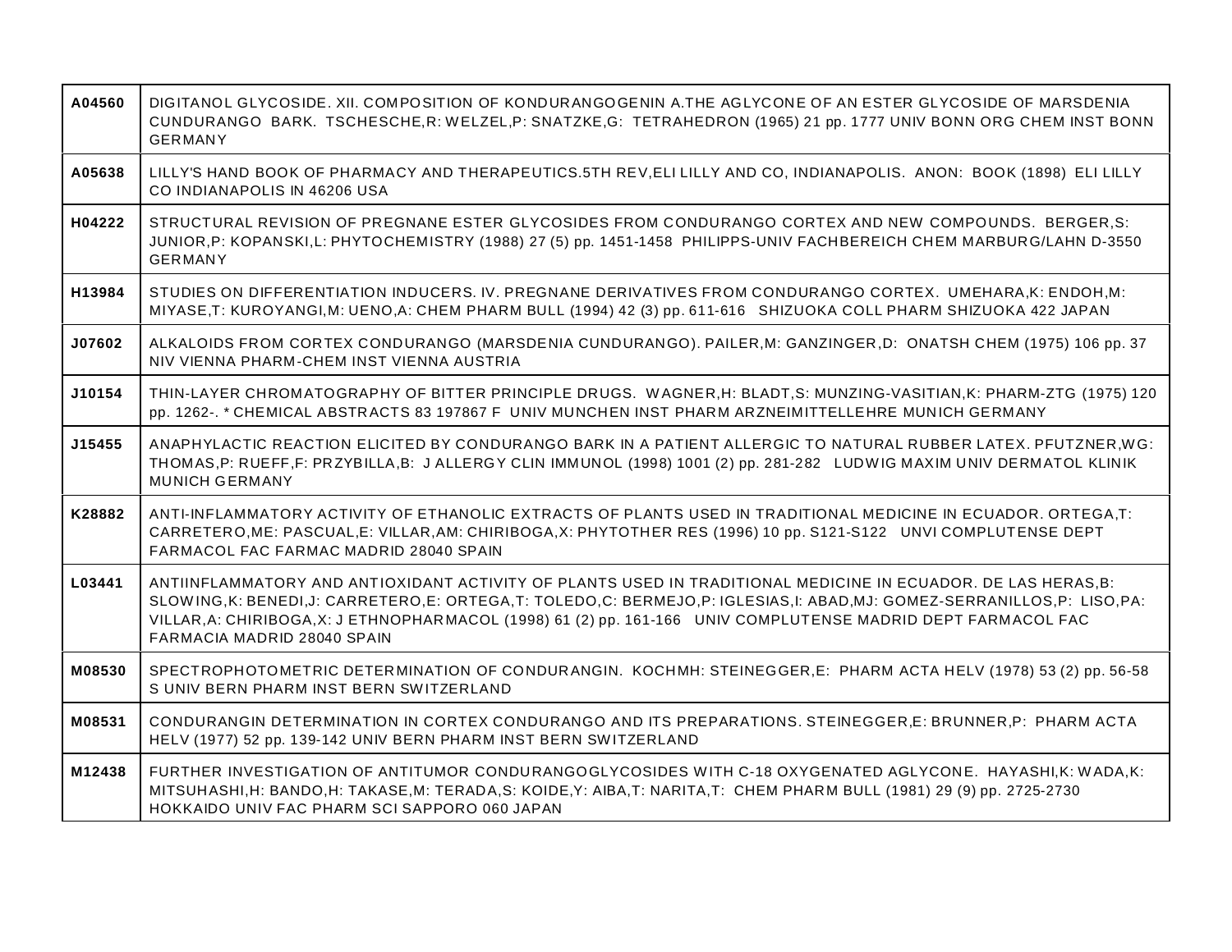| | |
|---|---|
| A04560 | DIGITANOL GLYCOSIDE. XII. COMPOSITION OF KONDURANGOGENIN A.THE AGLYCONE OF AN ESTER GLYCOSIDE OF MARSDENIA CUNDURANGO BARK. TSCHESCHE,R: WELZEL,P: SNATZKE,G: TETRAHEDRON (1965) 21 pp. 1777 UNIV BONN ORG CHEM INST BONN GERMANY |
| A05638 | LILLY'S HAND BOOK OF PHARMACY AND THERAPEUTICS.5TH REV,ELI LILLY AND CO, INDIANAPOLIS. ANON: BOOK (1898) ELI LILLY CO INDIANAPOLIS IN 46206 USA |
| H04222 | STRUCTURAL REVISION OF PREGNANE ESTER GLYCOSIDES FROM CONDURANGO CORTEX AND NEW COMPOUNDS. BERGER,S: JUNIOR,P: KOPANSKI,L: PHYTOCHEMISTRY (1988) 27 (5) pp. 1451-1458 PHILIPPS-UNIV FACHBEREICH CHEM MARBURG/LAHN D-3550 GERMANY |
| H13984 | STUDIES ON DIFFERENTIATION INDUCERS. IV. PREGNANE DERIVATIVES FROM CONDURANGO CORTEX. UMEHARA,K: ENDOH,M: MIYASE,T: KUROYANGI,M: UENO,A: CHEM PHARM BULL (1994) 42 (3) pp. 611-616 SHIZUOKA COLL PHARM SHIZUOKA 422 JAPAN |
| J07602 | ALKALOIDS FROM CORTEX CONDURANGO (MARSDENIA CUNDURANGO). PAILER,M: GANZINGER,D: ONATSH CHEM (1975) 106 pp. 37 NIV VIENNA PHARM-CHEM INST VIENNA AUSTRIA |
| J10154 | THIN-LAYER CHROMATOGRAPHY OF BITTER PRINCIPLE DRUGS. WAGNER,H: BLADT,S: MUNZING-VASITIAN,K: PHARM-ZTG (1975) 120 pp. 1262-. * CHEMICAL ABSTRACTS 83 197867 F UNIV MUNCHEN INST PHARM ARZNEIMITTELLEHRE MUNICH GERMANY |
| J15455 | ANAPHYLACTIC REACTION ELICITED BY CONDURANGO BARK IN A PATIENT ALLERGIC TO NATURAL RUBBER LATEX. PFUTZNER,WG: THOMAS,P: RUEFF,F: PRZYBILLA,B: J ALLERGY CLIN IMMUNOL (1998) 1001 (2) pp. 281-282 LUDWIG MAXIM UNIV DERMATOL KLINIK MUNICH GERMANY |
| K28882 | ANTI-INFLAMMATORY ACTIVITY OF ETHANOLIC EXTRACTS OF PLANTS USED IN TRADITIONAL MEDICINE IN ECUADOR. ORTEGA,T: CARRETERO,ME: PASCUAL,E: VILLAR,AM: CHIRIBOGA,X: PHYTOTHER RES (1996) 10 pp. S121-S122 UNVI COMPLUTENSE DEPT FARMACOL FAC FARMAC MADRID 28040 SPAIN |
| L03441 | ANTIINFLAMMATORY AND ANTIOXIDANT ACTIVITY OF PLANTS USED IN TRADITIONAL MEDICINE IN ECUADOR. DE LAS HERAS,B: SLOWING,K: BENEDI,J: CARRETERO,E: ORTEGA,T: TOLEDO,C: BERMEJO,P: IGLESIAS,I: ABAD,MJ: GOMEZ-SERRANILLOS,P: LISO,PA: VILLAR,A: CHIRIBOGA,X: J ETHNOPHARMACOL (1998) 61 (2) pp. 161-166 UNIV COMPLUTENSE MADRID DEPT FARMACOL FAC FARMACIA MADRID 28040 SPAIN |
| M08530 | SPECTROPHOTOMETRIC DETERMINATION OF CONDURANGIN. KOCHMH: STEINEGGER,E: PHARM ACTA HELV (1978) 53 (2) pp. 56-58 S UNIV BERN PHARM INST BERN SWITZERLAND |
| M08531 | CONDURANGIN DETERMINATION IN CORTEX CONDURANGO AND ITS PREPARATIONS. STEINEGGER,E: BRUNNER,P: PHARM ACTA HELV (1977) 52 pp. 139-142 UNIV BERN PHARM INST BERN SWITZERLAND |
| M12438 | FURTHER INVESTIGATION OF ANTITUMOR CONDURANGOGLYCOSIDES WITH C-18 OXYGENATED AGLYCONE. HAYASHI,K: WADA,K: MITSUHASHI,H: BANDO,H: TAKASE,M: TERADA,S: KOIDE,Y: AIBA,T: NARITA,T: CHEM PHARM BULL (1981) 29 (9) pp. 2725-2730 HOKKAIDO UNIV FAC PHARM SCI SAPPORO 060 JAPAN |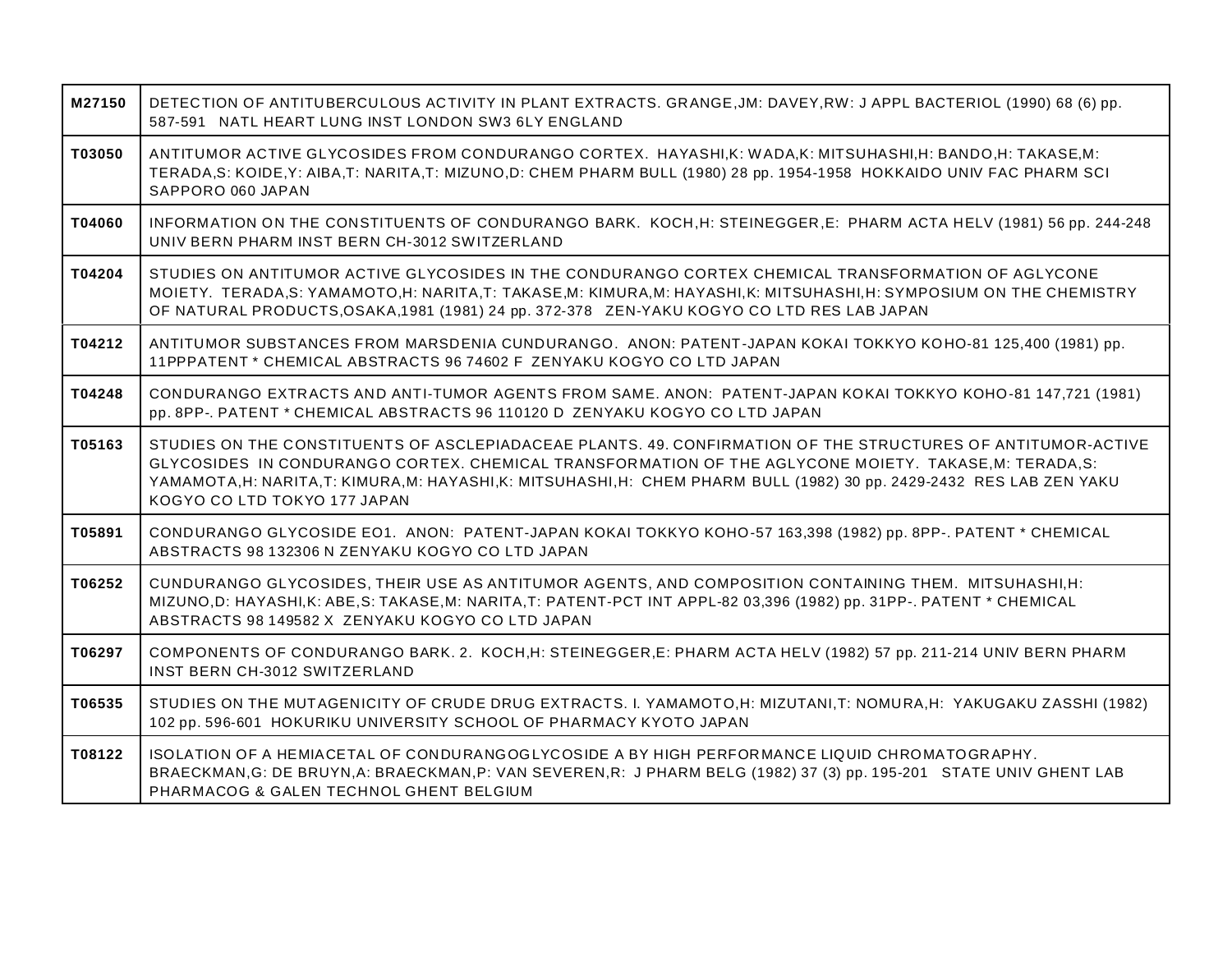| | |
|---|---|
| **M27150** | DETECTION OF ANTITUBERCULOUS ACTIVITY IN PLANT EXTRACTS. GRANGE,JM: DAVEY,RW: J APPL BACTERIOL (1990) 68 (6) pp. 587-591 NATL HEART LUNG INST LONDON SW3 6LY ENGLAND |
| **T03050** | ANTITUMOR ACTIVE GLYCOSIDES FROM CONDURANGO CORTEX. HAYASHI,K: WADA,K: MITSUHASHI,H: BANDO,H: TAKASE,M: TERADA,S: KOIDE,Y: AIBA,T: NARITA,T: MIZUNO,D: CHEM PHARM BULL (1980) 28 pp. 1954-1958 HOKKAIDO UNIV FAC PHARM SCI SAPPORO 060 JAPAN |
| **T04060** | INFORMATION ON THE CONSTITUENTS OF CONDURANGO BARK. KOCH,H: STEINEGGER,E: PHARM ACTA HELV (1981) 56 pp. 244-248 UNIV BERN PHARM INST BERN CH-3012 SWITZERLAND |
| **T04204** | STUDIES ON ANTITUMOR ACTIVE GLYCOSIDES IN THE CONDURANGO CORTEX CHEMICAL TRANSFORMATION OF AGLYCONE MOIETY. TERADA,S: YAMAMOTO,H: NARITA,T: TAKASE,M: KIMURA,M: HAYASHI,K: MITSUHASHI,H: SYMPOSIUM ON THE CHEMISTRY OF NATURAL PRODUCTS,OSAKA,1981 (1981) 24 pp. 372-378 ZEN-YAKU KOGYO CO LTD RES LAB JAPAN |
| **T04212** | ANTITUMOR SUBSTANCES FROM MARSDENIA CUNDURANGO. ANON: PATENT-JAPAN KOKAI TOKKYO KOHO-81 125,400 (1981) pp. 11PPPATENT * CHEMICAL ABSTRACTS 96 74602 F ZENYAKU KOGYO CO LTD JAPAN |
| **T04248** | CONDURANGO EXTRACTS AND ANTI-TUMOR AGENTS FROM SAME. ANON: PATENT-JAPAN KOKAI TOKKYO KOHO-81 147,721 (1981) pp. 8PP-. PATENT * CHEMICAL ABSTRACTS 96 110120 D ZENYAKU KOGYO CO LTD JAPAN |
| **T05163** | STUDIES ON THE CONSTITUENTS OF ASCLEPIADACEAE PLANTS. 49. CONFIRMATION OF THE STRUCTURES OF ANTITUMOR-ACTIVE GLYCOSIDES IN CONDURANGO CORTEX. CHEMICAL TRANSFORMATION OF THE AGLYCONE MOIETY. TAKASE,M: TERADA,S: YAMAMOTA,H: NARITA,T: KIMURA,M: HAYASHI,K: MITSUHASHI,H: CHEM PHARM BULL (1982) 30 pp. 2429-2432 RES LAB ZEN YAKU KOGYO CO LTD TOKYO 177 JAPAN |
| **T05891** | CONDURANGO GLYCOSIDE EO1. ANON: PATENT-JAPAN KOKAI TOKKYO KOHO-57 163,398 (1982) pp. 8PP-. PATENT * CHEMICAL ABSTRACTS 98 132306 N ZENYAKU KOGYO CO LTD JAPAN |
| **T06252** | CUNDURANGO GLYCOSIDES, THEIR USE AS ANTITUMOR AGENTS, AND COMPOSITION CONTAINING THEM. MITSUHASHI,H: MIZUNO,D: HAYASHI,K: ABE,S: TAKASE,M: NARITA,T: PATENT-PCT INT APPL-82 03,396 (1982) pp. 31PP-. PATENT * CHEMICAL ABSTRACTS 98 149582 X ZENYAKU KOGYO CO LTD JAPAN |
| **T06297** | COMPONENTS OF CONDURANGO BARK. 2. KOCH,H: STEINEGGER,E: PHARM ACTA HELV (1982) 57 pp. 211-214 UNIV BERN PHARM INST BERN CH-3012 SWITZERLAND |
| **T06535** | STUDIES ON THE MUTAGENICITY OF CRUDE DRUG EXTRACTS. I. YAMAMOTO,H: MIZUTANI,T: NOMURA,H: YAKUGAKU ZASSHI (1982) 102 pp. 596-601 HOKURIKU UNIVERSITY SCHOOL OF PHARMACY KYOTO JAPAN |
| **T08122** | ISOLATION OF A HEMIACETAL OF CONDURANGOGLYCOSIDE A BY HIGH PERFORMANCE LIQUID CHROMATOGRAPHY. BRAECKMAN,G: DE BRUYN,A: BRAECKMAN,P: VAN SEVEREN,R: J PHARM BELG (1982) 37 (3) pp. 195-201 STATE UNIV GHENT LAB PHARMACOG & GALEN TECHNOL GHENT BELGIUM |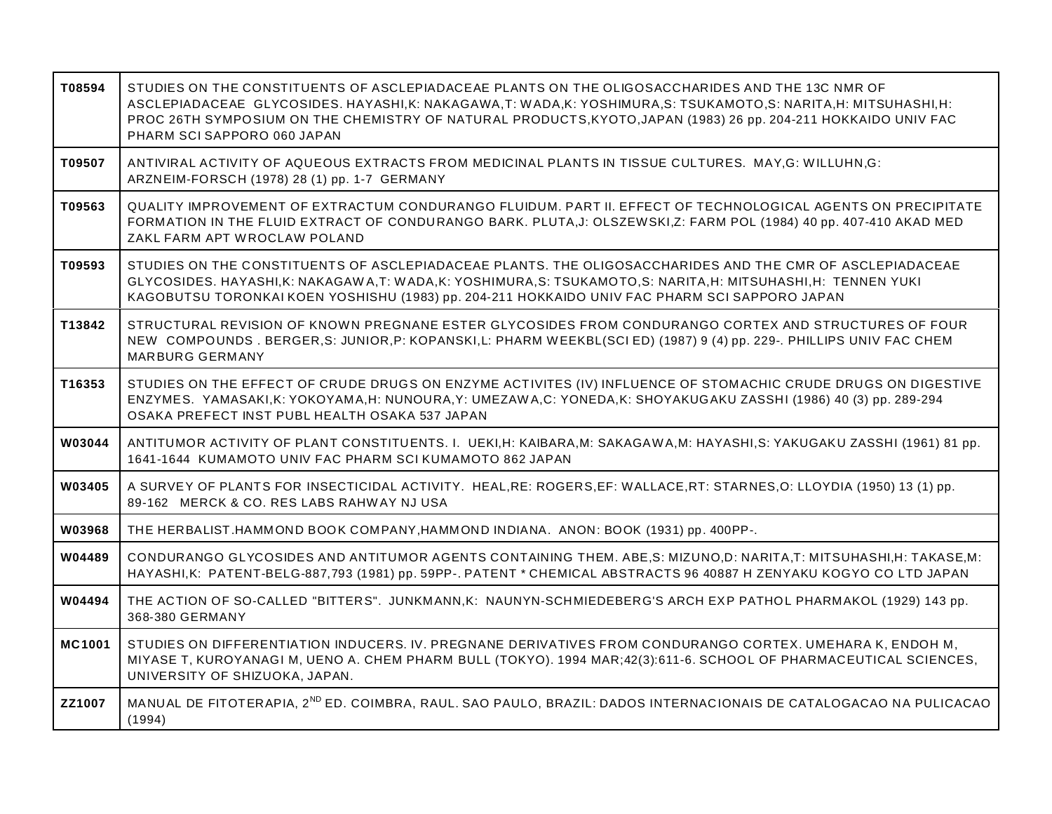| | |
|---|---|
| **T08594** | STUDIES ON THE CONSTITUENTS OF ASCLEPIADACEAE PLANTS ON THE OLIGOSACCHARIDES AND THE 13C NMR OF ASCLEPIADACEAE GLYCOSIDES. HAYASHI,K: NAKAGAWA,T: WADA,K: YOSHIMURA,S: TSUKAMOTO,S: NARITA,H: MITSUHASHI,H: PROC 26TH SYMPOSIUM ON THE CHEMISTRY OF NATURAL PRODUCTS,KYOTO,JAPAN (1983) 26 pp. 204-211 HOKKAIDO UNIV FAC PHARM SCI SAPPORO 060 JAPAN |
| **T09507** | ANTIVIRAL ACTIVITY OF AQUEOUS EXTRACTS FROM MEDICINAL PLANTS IN TISSUE CULTURES. MAY,G: WILLUHN,G: ARZNEIM-FORSCH (1978) 28 (1) pp. 1-7 GERMANY |
| **T09563** | QUALITY IMPROVEMENT OF EXTRACTUM CONDURANGO FLUIDUM. PART II. EFFECT OF TECHNOLOGICAL AGENTS ON PRECIPITATE FORMATION IN THE FLUID EXTRACT OF CONDURANGO BARK. PLUTA,J: OLSZEWSKI,Z: FARM POL (1984) 40 pp. 407-410 AKAD MED ZAKL FARM APT WROCLAW POLAND |
| **T09593** | STUDIES ON THE CONSTITUENTS OF ASCLEPIADACEAE PLANTS. THE OLIGOSACCHARIDES AND THE CMR OF ASCLEPIADACEAE GLYCOSIDES. HAYASHI,K: NAKAGAWA,T: WADA,K: YOSHIMURA,S: TSUKAMOTO,S: NARITA,H: MITSUHASHI,H: TENNEN YUKI KAGOBUTSU TORONKAI KOEN YOSHISHU (1983) pp. 204-211 HOKKAIDO UNIV FAC PHARM SCI SAPPORO JAPAN |
| **T13842** | STRUCTURAL REVISION OF KNOWN PREGNANE ESTER GLYCOSIDES FROM CONDURANGO CORTEX AND STRUCTURES OF FOUR NEW COMPOUNDS . BERGER,S: JUNIOR,P: KOPANSKI,L: PHARM WEEKBL(SCI ED) (1987) 9 (4) pp. 229-. PHILLIPS UNIV FAC CHEM MARBURG GERMANY |
| **T16353** | STUDIES ON THE EFFECT OF CRUDE DRUGS ON ENZYME ACTIVITES (IV) INFLUENCE OF STOMACHIC CRUDE DRUGS ON DIGESTIVE ENZYMES. YAMASAKI,K: YOKOYAMA,H: NUNOURA,Y: UMEZAWA,C: YONEDA,K: SHOYAKUGAKU ZASSHI (1986) 40 (3) pp. 289-294 OSAKA PREFECT INST PUBL HEALTH OSAKA 537 JAPAN |
| **W03044** | ANTITUMOR ACTIVITY OF PLANT CONSTITUENTS. I. UEKI,H: KAIBARA,M: SAKAGAWA,M: HAYASHI,S: YAKUGAKU ZASSHI (1961) 81 pp. 1641-1644 KUMAMOTO UNIV FAC PHARM SCI KUMAMOTO 862 JAPAN |
| **W03405** | A SURVEY OF PLANTS FOR INSECTICIDAL ACTIVITY. HEAL,RE: ROGERS,EF: WALLACE,RT: STARNES,O: LLOYDIA (1950) 13 (1) pp. 89-162 MERCK & CO. RES LABS RAHWAY NJ USA |
| **W03968** | THE HERBALIST.HAMMOND BOOK COMPANY,HAMMOND INDIANA. ANON: BOOK (1931) pp. 400PP-. |
| **W04489** | CONDURANGO GLYCOSIDES AND ANTITUMOR AGENTS CONTAINING THEM. ABE,S: MIZUNO,D: NARITA,T: MITSUHASHI,H: TAKASE,M: HAYASHI,K: PATENT-BELG-887,793 (1981) pp. 59PP-. PATENT * CHEMICAL ABSTRACTS 96 40887 H ZENYAKU KOGYO CO LTD JAPAN |
| **W04494** | THE ACTION OF SO-CALLED "BITTERS". JUNKMANN,K: NAUNYN-SCHMIEDEBERG'S ARCH EXP PATHOL PHARMAKOL (1929) 143 pp. 368-380 GERMANY |
| **MC1001** | STUDIES ON DIFFERENTIATION INDUCERS. IV. PREGNANE DERIVATIVES FROM CONDURANGO CORTEX. UMEHARA K, ENDOH M, MIYASE T, KUROYANAGI M, UENO A. CHEM PHARM BULL (TOKYO). 1994 MAR;42(3):611-6. SCHOOL OF PHARMACEUTICAL SCIENCES, UNIVERSITY OF SHIZUOKA, JAPAN. |
| **ZZ1007** | MANUAL DE FITOTERAPIA, 2$^{ND}$ ED. COIMBRA, RAUL. SAO PAULO, BRAZIL: DADOS INTERNACIONAIS DE CATALOGACAO NA PULICACAO (1994) |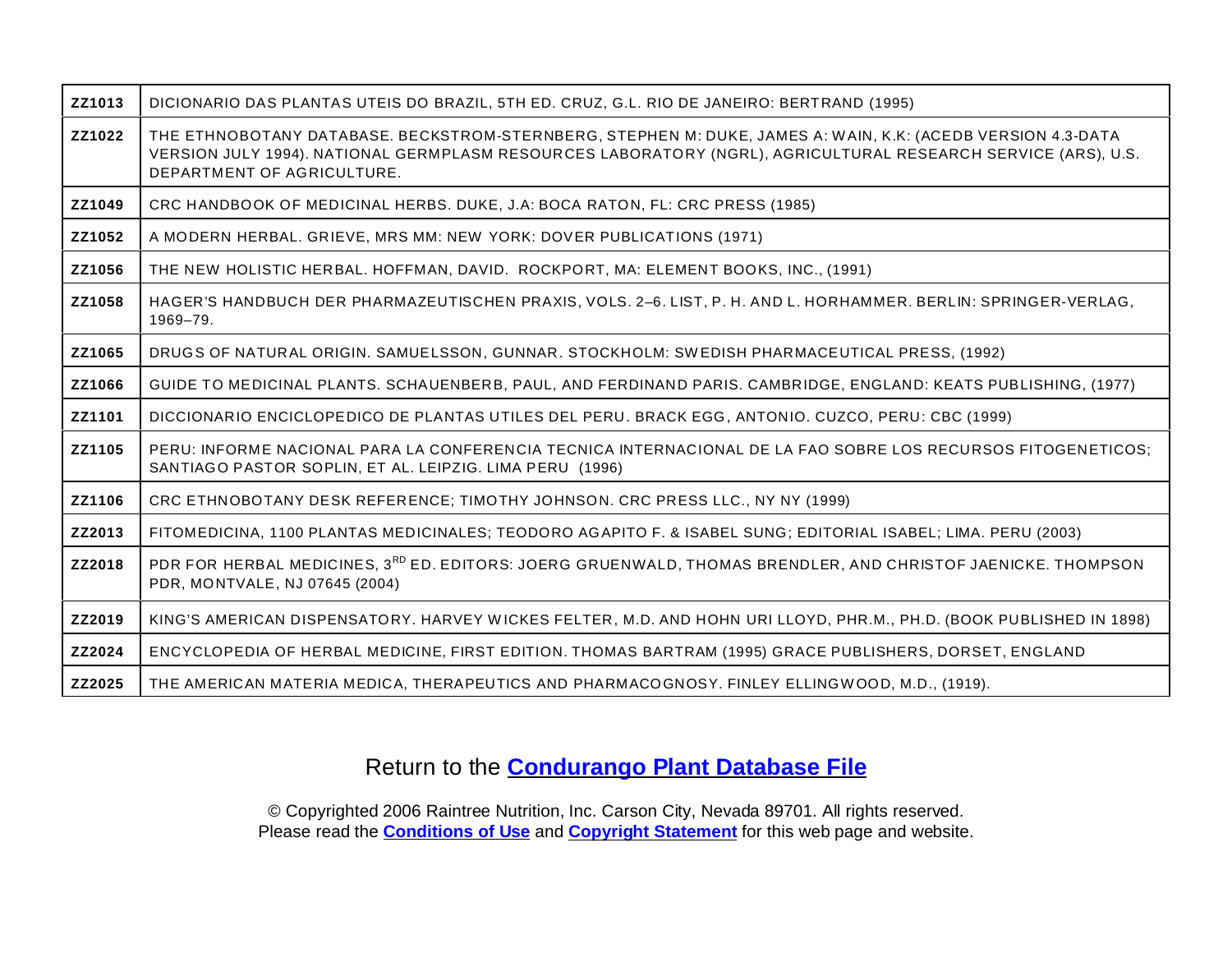| | |
|---|---|
| **ZZ1013** | DICIONARIO DAS PLANTAS UTEIS DO BRAZIL, 5TH ED. CRUZ, G.L. RIO DE JANEIRO: BERTRAND (1995) |
| **ZZ1022** | THE ETHNOBOTANY DATABASE. BECKSTROM-STERNBERG, STEPHEN M: DUKE, JAMES A: WAIN, K.K: (ACEDB VERSION 4.3-DATA VERSION JULY 1994). NATIONAL GERMPLASM RESOURCES LABORATORY (NGRL), AGRICULTURAL RESEARCH SERVICE (ARS), U.S. DEPARTMENT OF AGRICULTURE. |
| **ZZ1049** | CRC HANDBOOK OF MEDICINAL HERBS. DUKE, J.A: BOCA RATON, FL: CRC PRESS (1985) |
| **ZZ1052** | A MODERN HERBAL. GRIEVE, MRS MM: NEW YORK: DOVER PUBLICATIONS (1971) |
| **ZZ1056** | THE NEW HOLISTIC HERBAL. HOFFMAN, DAVID. ROCKPORT, MA: ELEMENT BOOKS, INC., (1991) |
| **ZZ1058** | HAGER'S HANDBUCH DER PHARMAZEUTISCHEN PRAXIS, VOLS. 2–6. LIST, P. H. AND L. HORHAMMER. BERLIN: SPRINGER-VERLAG, 1969–79. |
| **ZZ1065** | DRUGS OF NATURAL ORIGIN. SAMUELSSON, GUNNAR. STOCKHOLM: SWEDISH PHARMACEUTICAL PRESS, (1992) |
| **ZZ1066** | GUIDE TO MEDICINAL PLANTS. SCHAUENBERB, PAUL, AND FERDINAND PARIS. CAMBRIDGE, ENGLAND: KEATS PUBLISHING, (1977) |
| **ZZ1101** | DICCIONARIO ENCICLOPEDICO DE PLANTAS UTILES DEL PERU. BRACK EGG, ANTONIO. CUZCO, PERU: CBC (1999) |
| **ZZ1105** | PERU: INFORME NACIONAL PARA LA CONFERENCIA TECNICA INTERNACIONAL DE LA FAO SOBRE LOS RECURSOS FITOGENETICOS; SANTIAGO PASTOR SOPLIN, ET AL. LEIPZIG. LIMA PERU (1996) |
| **ZZ1106** | CRC ETHNOBOTANY DESK REFERENCE; TIMOTHY JOHNSON. CRC PRESS LLC., NY NY (1999) |
| **ZZ2013** | FITOMEDICINA, 1100 PLANTAS MEDICINALES; TEODORO AGAPITO F. & ISABEL SUNG; EDITORIAL ISABEL; LIMA. PERU (2003) |
| **ZZ2018** | PDR FOR HERBAL MEDICINES, 3RD ED. EDITORS: JOERG GRUENWALD, THOMAS BRENDLER, AND CHRISTOF JAENICKE. THOMPSON PDR, MONTVALE, NJ 07645 (2004) |
| **ZZ2019** | KING'S AMERICAN DISPENSATORY. HARVEY WICKES FELTER, M.D. AND HOHN URI LLOYD, PHR.M., PH.D. (BOOK PUBLISHED IN 1898) |
| **ZZ2024** | ENCYCLOPEDIA OF HERBAL MEDICINE, FIRST EDITION. THOMAS BARTRAM (1995) GRACE PUBLISHERS, DORSET, ENGLAND |
| **ZZ2025** | THE AMERICAN MATERIA MEDICA, THERAPEUTICS AND PHARMACOGNOSY. FINLEY ELLINGWOOD, M.D., (1919). |

Return to the **Condurango Plant Database File**

© Copyrighted 2006 Raintree Nutrition, Inc. Carson City, Nevada 89701. All rights reserved.
Please read the **Conditions of Use** and **Copyright Statement** for this web page and website.